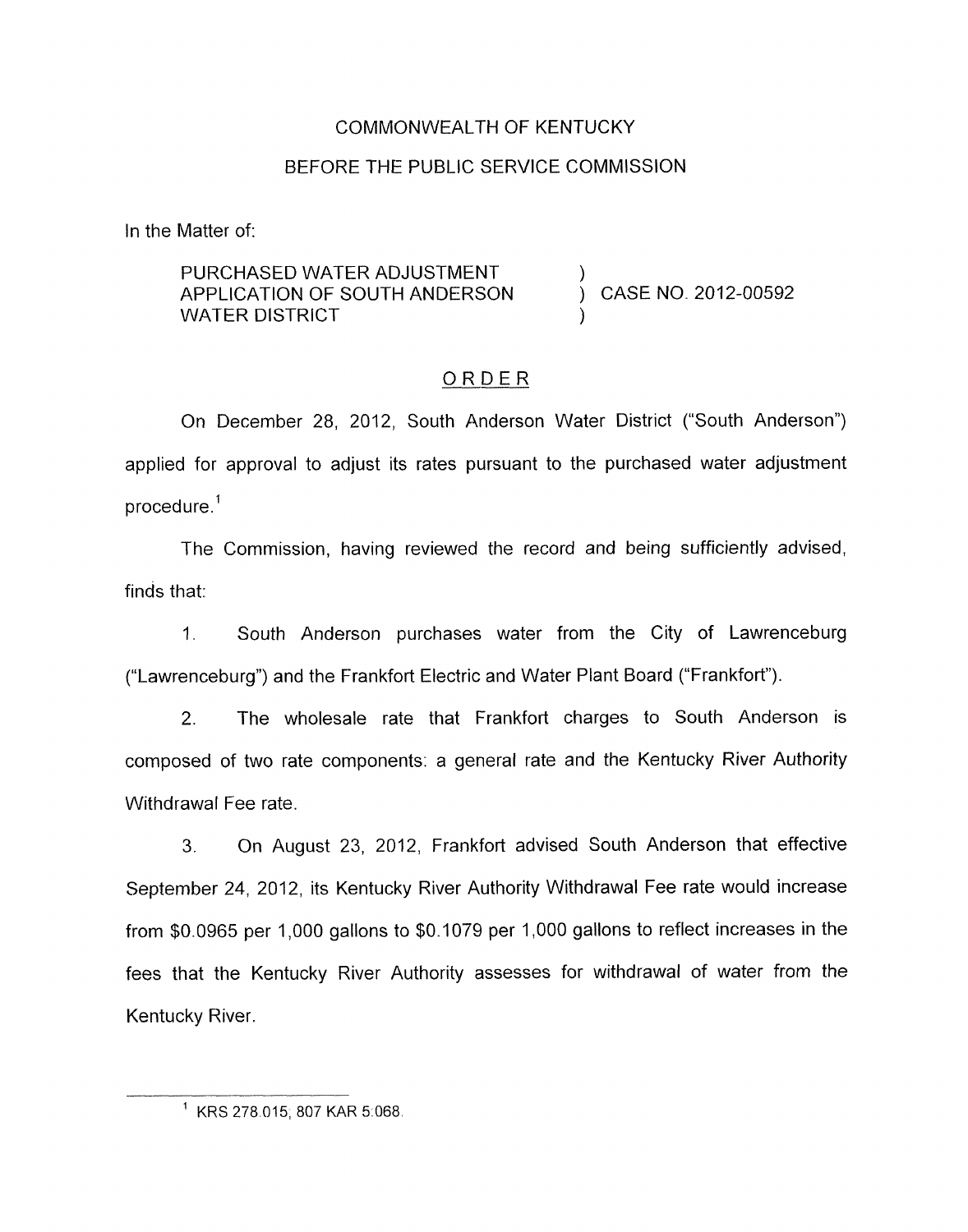COMMONWEALTH OF KENTUCKY

BEFORE THE PUBLIC SERVICE COMMISSION

In the Matter of:

| | | |
|---|---|---|
| PURCHASED WATER ADJUSTMENT APPLICATION OF SOUTH ANDERSON WATER DISTRICT | ) ) ) | CASE NO. 2012-00592 |

## ORDER

On December 28, 2012, South Anderson Water District ("South Anderson") applied for approval to adjust its rates pursuant to the purchased water adjustment procedure.[1]

The Commission, having reviewed the record and being sufficiently advised, finds that:

1. South Anderson purchases water from the City of Lawrenceburg ("Lawrenceburg") and the Frankfort Electric and Water Plant Board ("Frankfort").

2. The wholesale rate that Frankfort charges to South Anderson is composed of two rate components: a general rate and the Kentucky River Authority Withdrawal Fee rate.

3. On August 23, 2012, Frankfort advised South Anderson that effective September 24, 2012, its Kentucky River Authority Withdrawal Fee rate would increase from $0.0965 per 1,000 gallons to $0.1079 per 1,000 gallons to reflect increases in the fees that the Kentucky River Authority assesses for withdrawal of water from the Kentucky River.

[1] KRS 278.015; 807 KAR 5:068.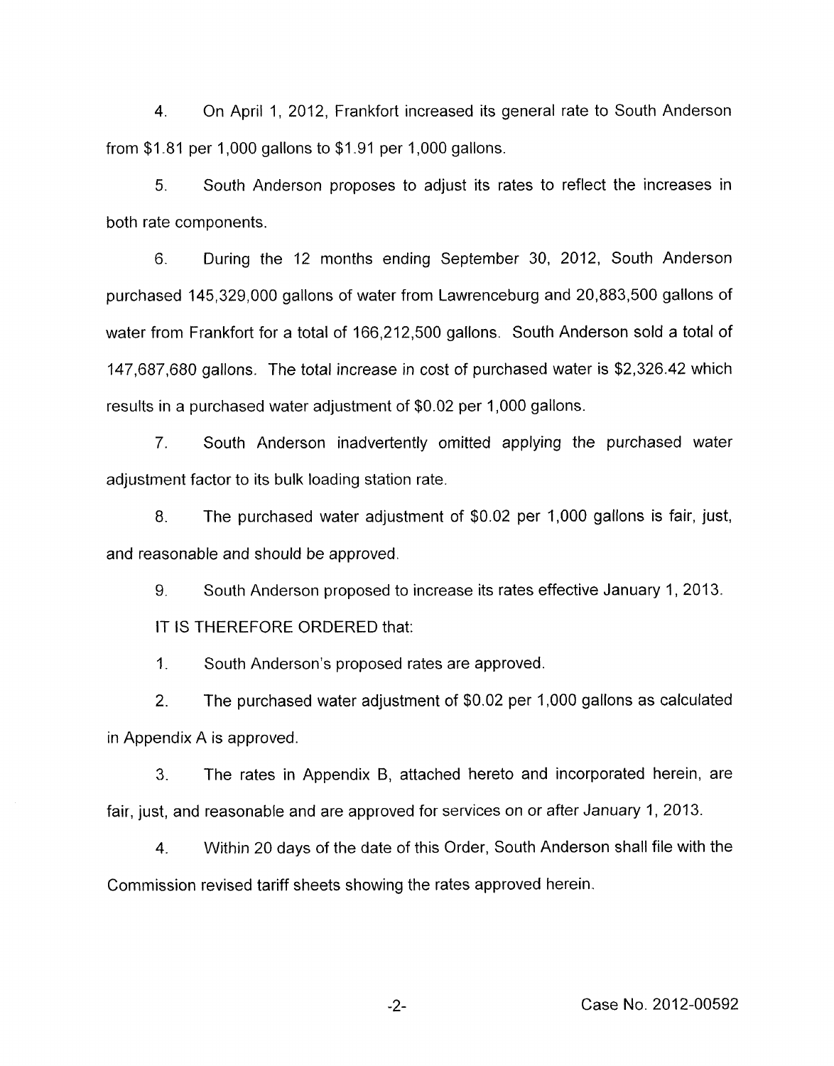4. On April 1, 2012, Frankfort increased its general rate to South Anderson from $1.81 per 1,000 gallons to $1.91 per 1,000 gallons.

5. South Anderson proposes to adjust its rates to reflect the increases in both rate components.

6. During the 12 months ending September 30, 2012, South Anderson purchased 145,329,000 gallons of water from Lawrenceburg and 20,883,500 gallons of water from Frankfort for a total of 166,212,500 gallons. South Anderson sold a total of 147,687,680 gallons. The total increase in cost of purchased water is $2,326.42 which results in a purchased water adjustment of $0.02 per 1,000 gallons.

7. South Anderson inadvertently omitted applying the purchased water adjustment factor to its bulk loading station rate.

8. The purchased water adjustment of $0.02 per 1,000 gallons is fair, just, and reasonable and should be approved.

9. South Anderson proposed to increase its rates effective January 1, 2013.

IT IS THEREFORE ORDERED that:

1. South Anderson's proposed rates are approved.

2. The purchased water adjustment of $0.02 per 1,000 gallons as calculated in Appendix A is approved.

3. The rates in Appendix B, attached hereto and incorporated herein, are fair, just, and reasonable and are approved for services on or after January 1, 2013.

4. Within 20 days of the date of this Order, South Anderson shall file with the Commission revised tariff sheets showing the rates approved herein.

Case No. 2012-00592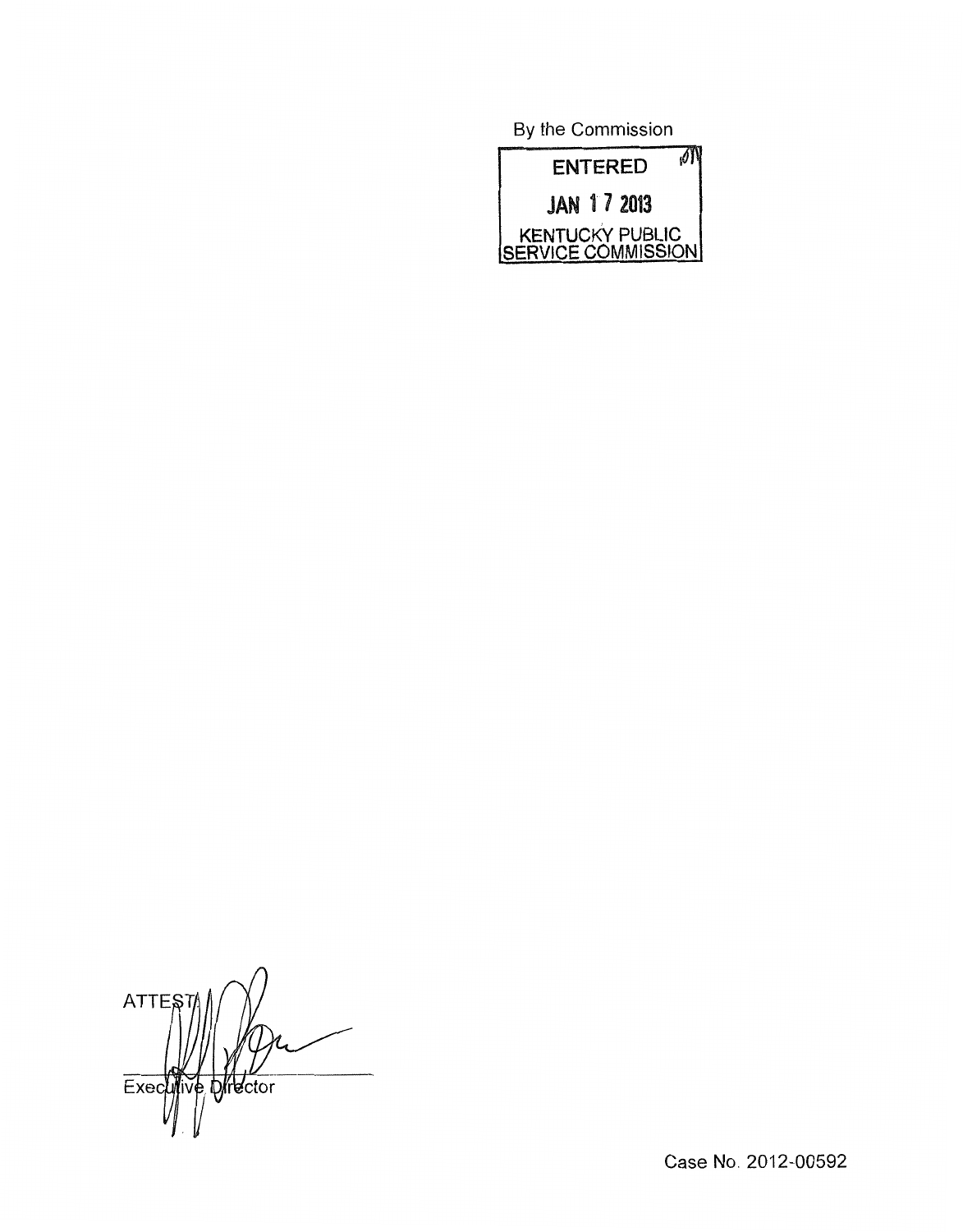By the Commission

ENTERED

JAN 17 2013

KENTUCKY PUBLIC SERVICE COMMISSION

ATTEST:

Executive Director

Case No. 2012-00592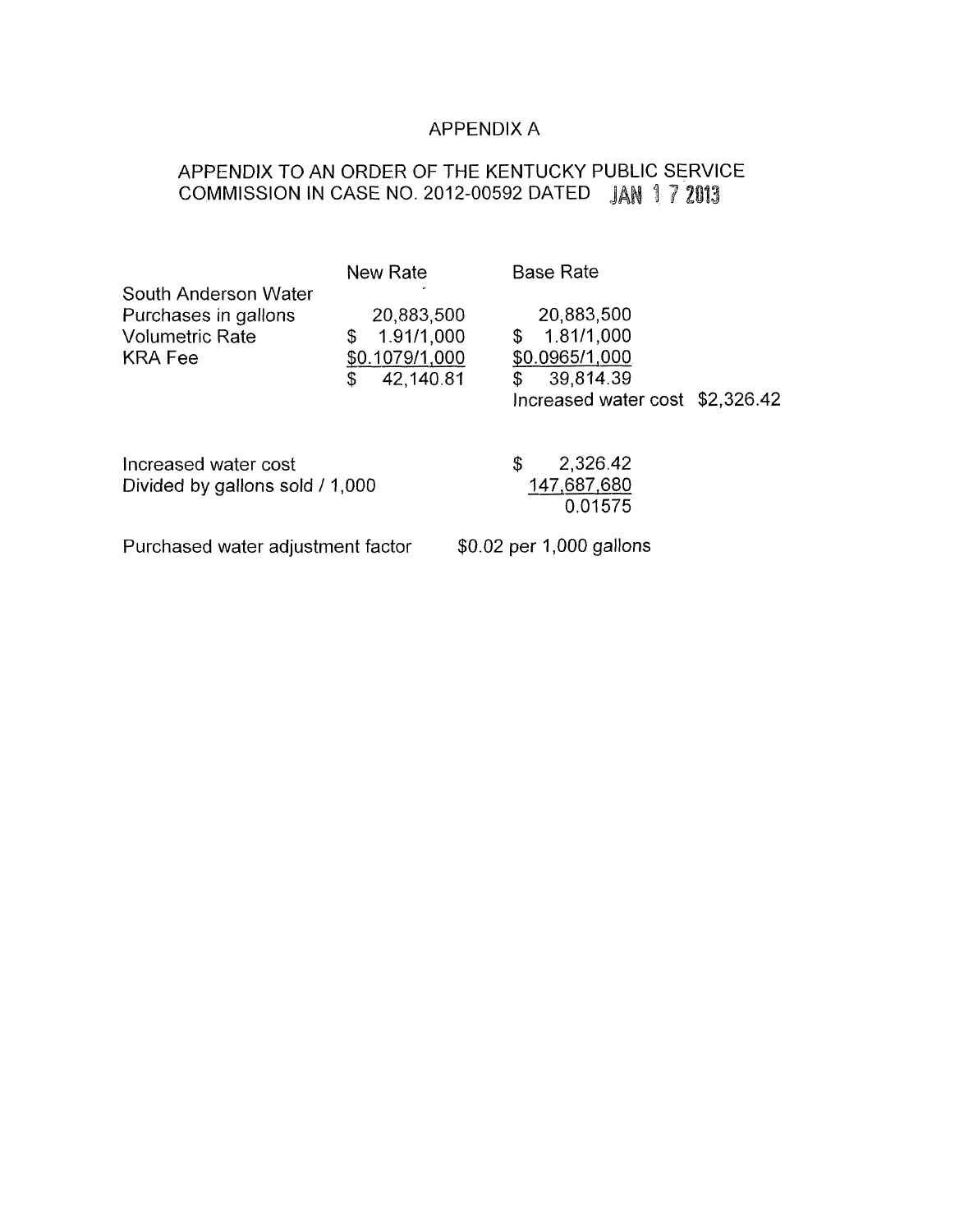# APPENDIX A

## APPENDIX TO AN ORDER OF THE KENTUCKY PUBLIC SERVICE COMMISSION IN CASE NO. 2012-00592 DATED JAN 17 2013

| | New Rate | Base Rate | |
|---|---|---|---|
| South Anderson Water | | | |
| Purchases in gallons | 20,883,500 | 20,883,500 | |
| Volumetric Rate | $ 1.91/1,000 | $ 1.81/1,000 | |
| KRA Fee | $0.1079/1,000 | $0.0965/1,000 | |
| | $ 42,140.81 | $ 39,814.39 | |
| | | Increased water cost | $2,326.42 |

| | |
|---|---|
| Increased water cost | $ 2,326.42 |
| Divided by gallons sold / 1,000 | 147,687,680 |
| | 0.01575 |

Purchased water adjustment factor $0.02 per 1,000 gallons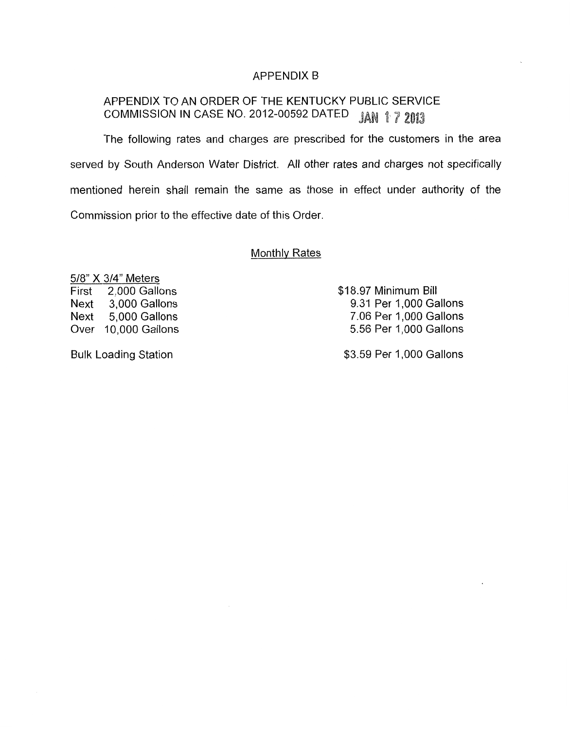# APPENDIX B

## APPENDIX TO AN ORDER OF THE KENTUCKY PUBLIC SERVICE COMMISSION IN CASE NO. 2012-00592 DATED JAN 17 2013

The following rates and charges are prescribed for the customers in the area served by South Anderson Water District. All other rates and charges not specifically mentioned herein shall remain the same as those in effect under authority of the Commission prior to the effective date of this Order.

### Monthly Rates

| 5/8" X 3/4" Meters | |
|---|---|
| First 2,000 Gallons | \$18.97 Minimum Bill |
| Next 3,000 Gallons | 9.31 Per 1,000 Gallons |
| Next 5,000 Gallons | 7.06 Per 1,000 Gallons |
| Over 10,000 Gallons | 5.56 Per 1,000 Gallons |
| Bulk Loading Station | \$3.59 Per 1,000 Gallons |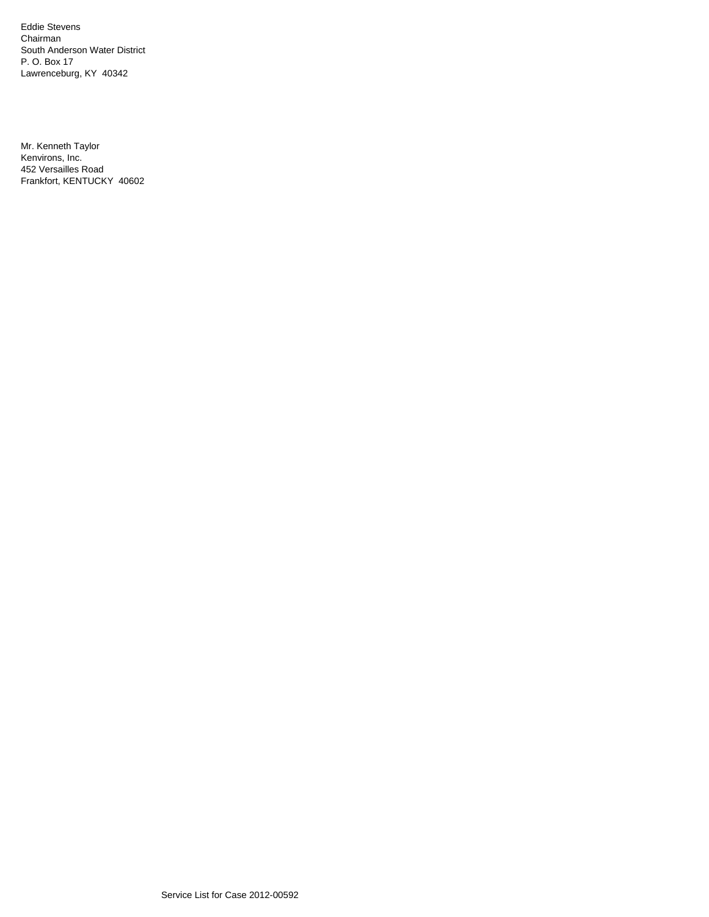Eddie Stevens
Chairman
South Anderson Water District
P. O. Box 17
Lawrenceburg, KY  40342

Mr. Kenneth Taylor
Kenvirons, Inc.
452 Versailles Road
Frankfort, KENTUCKY  40602